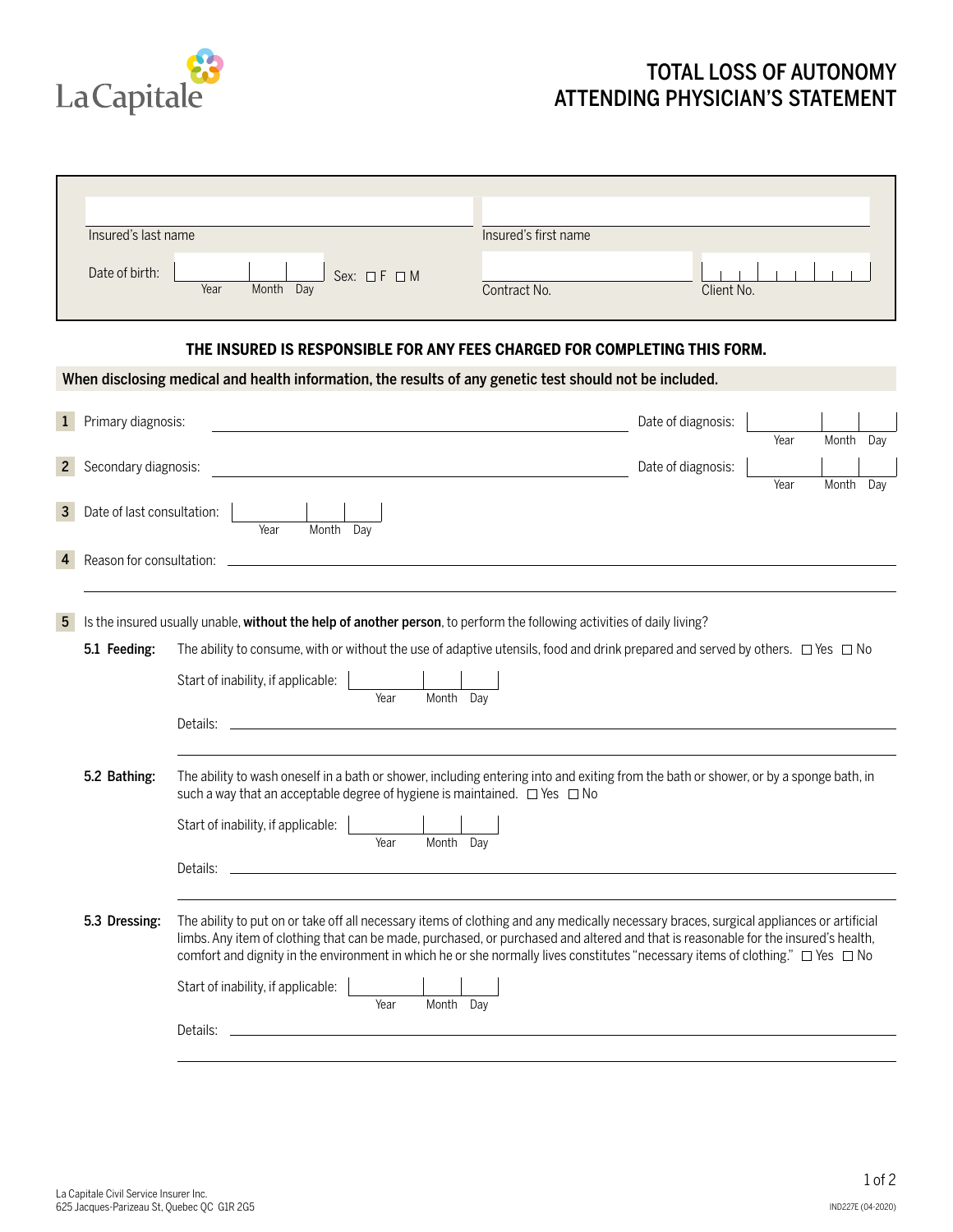# TOTAL LOSS OF AUTONOMY ATTENDING PHYSICIAN'S STATEMENT

Insured's last name: ____________________ Insured's first name: ____________________

Date of birth: Year ____ Month ____ Day ____ Sex: ☐ F ☐ M

Contract No.: ____________________ Client No.: ____________________

**THE INSURED IS RESPONSIBLE FOR ANY FEES CHARGED FOR COMPLETING THIS FORM.**

**When disclosing medical and health information, the results of any genetic test should not be included.**

1. Primary diagnosis: ____________________ Date of diagnosis: Year ____ Month ____ Day ____

2. Secondary diagnosis: ____________________ Date of diagnosis: Year ____ Month ____ Day ____

3. Date of last consultation: Year ____ Month ____ Day ____

4. Reason for consultation: ____________________

5. Is the insured usually unable, **without the help of another person**, to perform the following activities of daily living?

**5.1 Feeding:** The ability to consume, with or without the use of adaptive utensils, food and drink prepared and served by others. ☐ Yes ☐ No

Start of inability, if applicable: Year ____ Month ____ Day ____

Details: ____________________

**5.2 Bathing:** The ability to wash oneself in a bath or shower, including entering into and exiting from the bath or shower, or by a sponge bath, in such a way that an acceptable degree of hygiene is maintained. ☐ Yes ☐ No

Start of inability, if applicable: Year ____ Month ____ Day ____

Details: ____________________

**5.3 Dressing:** The ability to put on or take off all necessary items of clothing and any medically necessary braces, surgical appliances or artificial limbs. Any item of clothing that can be made, purchased, or purchased and altered and that is reasonable for the insured's health, comfort and dignity in the environment in which he or she normally lives constitutes "necessary items of clothing." ☐ Yes ☐ No

Start of inability, if applicable: Year ____ Month ____ Day ____

Details: ____________________

La Capitale Civil Service Insurer Inc.
625 Jacques-Parizeau St, Quebec QC G1R 2G5

IND227E (04-2020)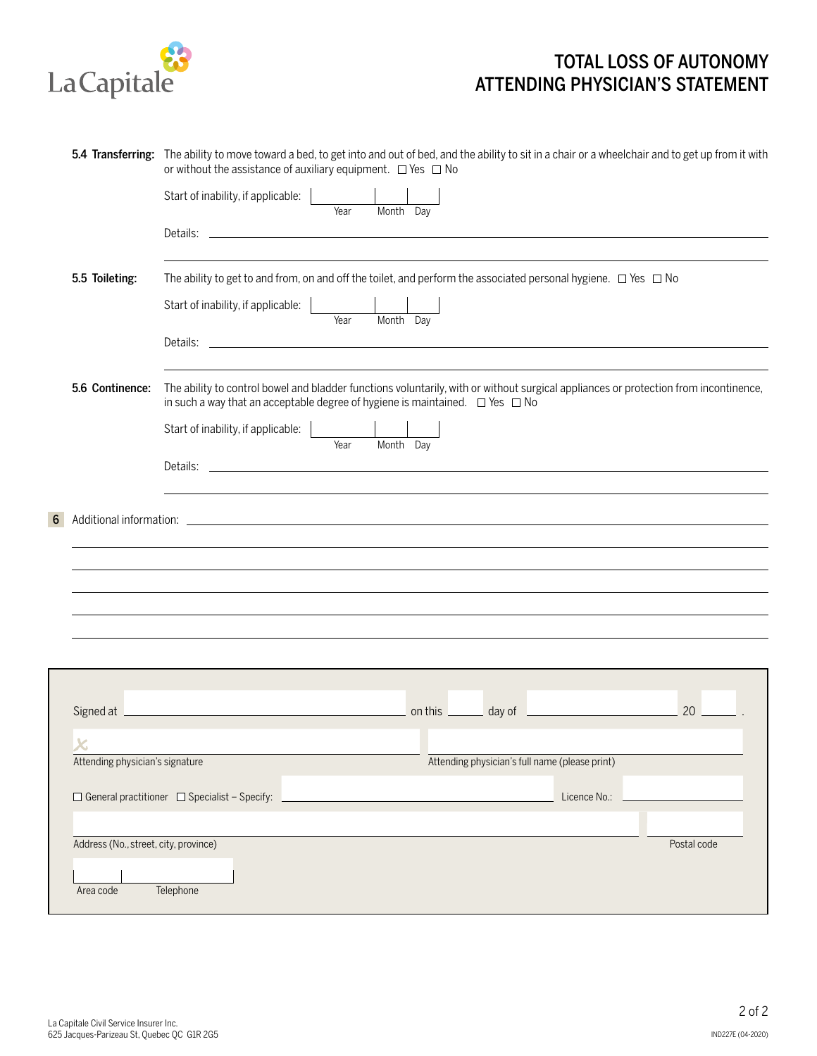# TOTAL LOSS OF AUTONOMY ATTENDING PHYSICIAN'S STATEMENT

**5.4 Transferring:** The ability to move toward a bed, to get into and out of bed, and the ability to sit in a chair or a wheelchair and to get up from it with or without the assistance of auxiliary equipment. ☐ Yes ☐ No

Start of inability, if applicable: Year ____ Month ____ Day ____

Details: ______________________________

**5.5 Toileting:** The ability to get to and from, on and off the toilet, and perform the associated personal hygiene. ☐ Yes ☐ No

Start of inability, if applicable: Year ____ Month ____ Day ____

Details: ______________________________

**5.6 Continence:** The ability to control bowel and bladder functions voluntarily, with or without surgical appliances or protection from incontinence, in such a way that an acceptable degree of hygiene is maintained. ☐ Yes ☐ No

Start of inability, if applicable: Year ____ Month ____ Day ____

Details: ______________________________

**6** Additional information: ______________________________

---

Signed at ____________ on this ____ day of ____________ 20 ____ .

✗ ______________________________
Attending physician's signature

______________________________
Attending physician's full name (please print)

☐ General practitioner ☐ Specialist – Specify: ____________ Licence No.: ____________

______________________________
Address (No., street, city, province)

Postal code ____________

Area code ____ Telephone ____________

La Capitale Civil Service Insurer Inc.
625 Jacques-Parizeau St, Quebec QC G1R 2G5

IND227E (04-2020)